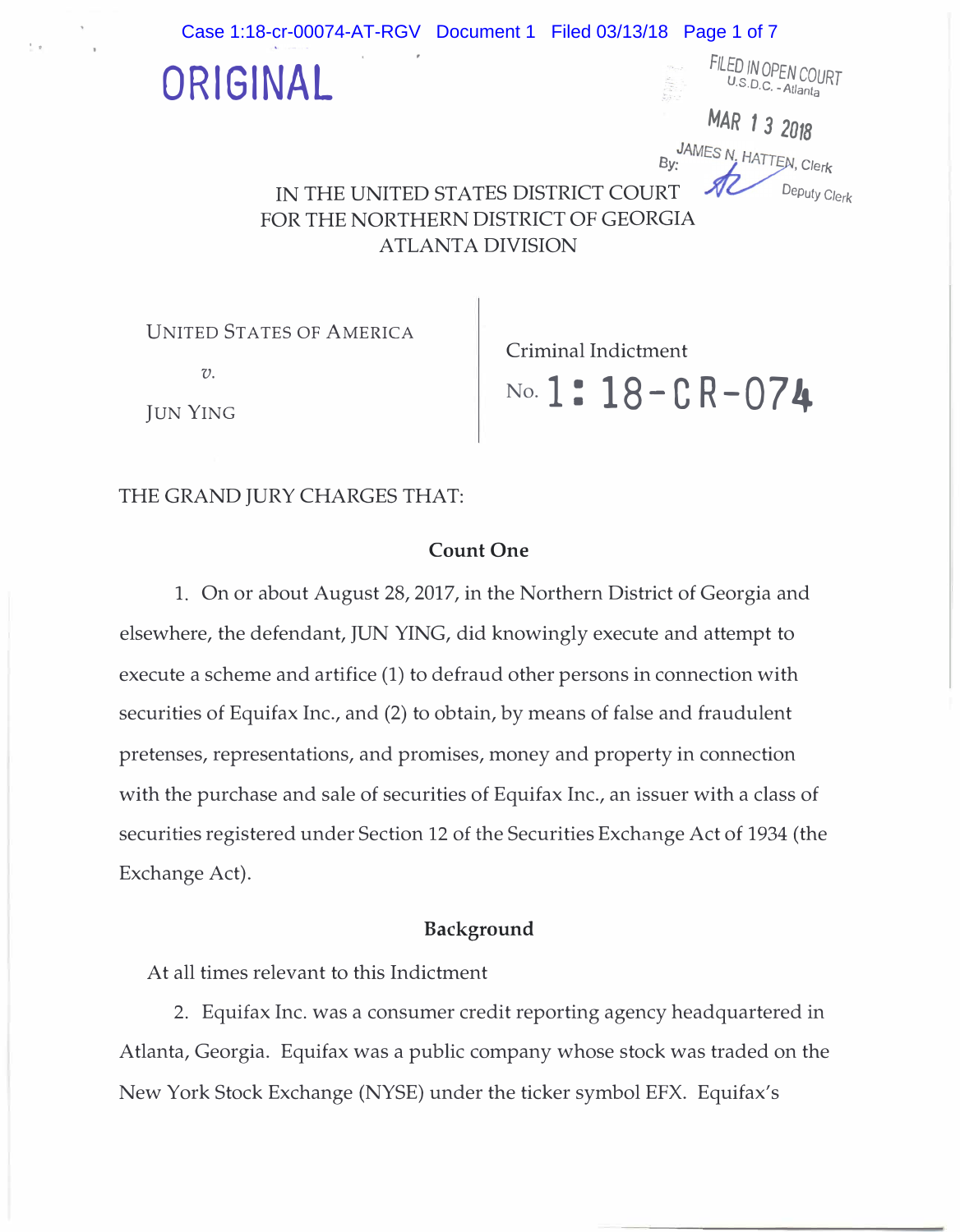ORIGINAL

FILED IN OPEN COURT
U.S.D.C. - Atlanta

MAR 13 2018

JAMES N. HATTEN, Clerk
By: Deputy Clerk

IN THE UNITED STATES DISTRICT COURT
FOR THE NORTHERN DISTRICT OF GEORGIA
ATLANTA DIVISION

| | |
|---|---|
| UNITED STATES OF AMERICA<br>*v.*<br>JUN YING | Criminal Indictment<br>No. 1:18-CR-074 |

THE GRAND JURY CHARGES THAT:

## Count One

1. On or about August 28, 2017, in the Northern District of Georgia and elsewhere, the defendant, JUN YING, did knowingly execute and attempt to execute a scheme and artifice (1) to defraud other persons in connection with securities of Equifax Inc., and (2) to obtain, by means of false and fraudulent pretenses, representations, and promises, money and property in connection with the purchase and sale of securities of Equifax Inc., an issuer with a class of securities registered under Section 12 of the Securities Exchange Act of 1934 (the Exchange Act).

## Background

At all times relevant to this Indictment

2. Equifax Inc. was a consumer credit reporting agency headquartered in Atlanta, Georgia. Equifax was a public company whose stock was traded on the New York Stock Exchange (NYSE) under the ticker symbol EFX. Equifax's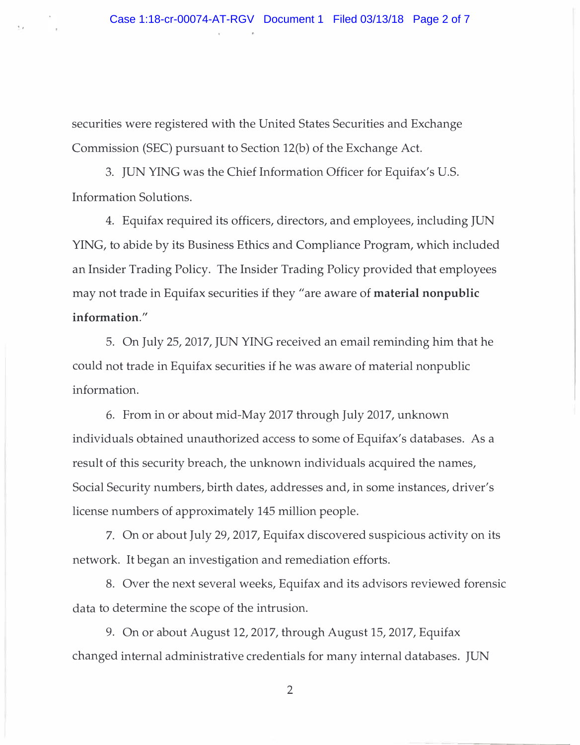securities were registered with the United States Securities and Exchange Commission (SEC) pursuant to Section 12(b) of the Exchange Act.

3. JUN YING was the Chief Information Officer for Equifax's U.S. Information Solutions.

4. Equifax required its officers, directors, and employees, including JUN YING, to abide by its Business Ethics and Compliance Program, which included an Insider Trading Policy. The Insider Trading Policy provided that employees may not trade in Equifax securities if they "are aware of **material nonpublic information**."

5. On July 25, 2017, JUN YING received an email reminding him that he could not trade in Equifax securities if he was aware of material nonpublic information.

6. From in or about mid-May 2017 through July 2017, unknown individuals obtained unauthorized access to some of Equifax's databases. As a result of this security breach, the unknown individuals acquired the names, Social Security numbers, birth dates, addresses and, in some instances, driver's license numbers of approximately 145 million people.

7. On or about July 29, 2017, Equifax discovered suspicious activity on its network. It began an investigation and remediation efforts.

8. Over the next several weeks, Equifax and its advisors reviewed forensic data to determine the scope of the intrusion.

9. On or about August 12, 2017, through August 15, 2017, Equifax changed internal administrative credentials for many internal databases. JUN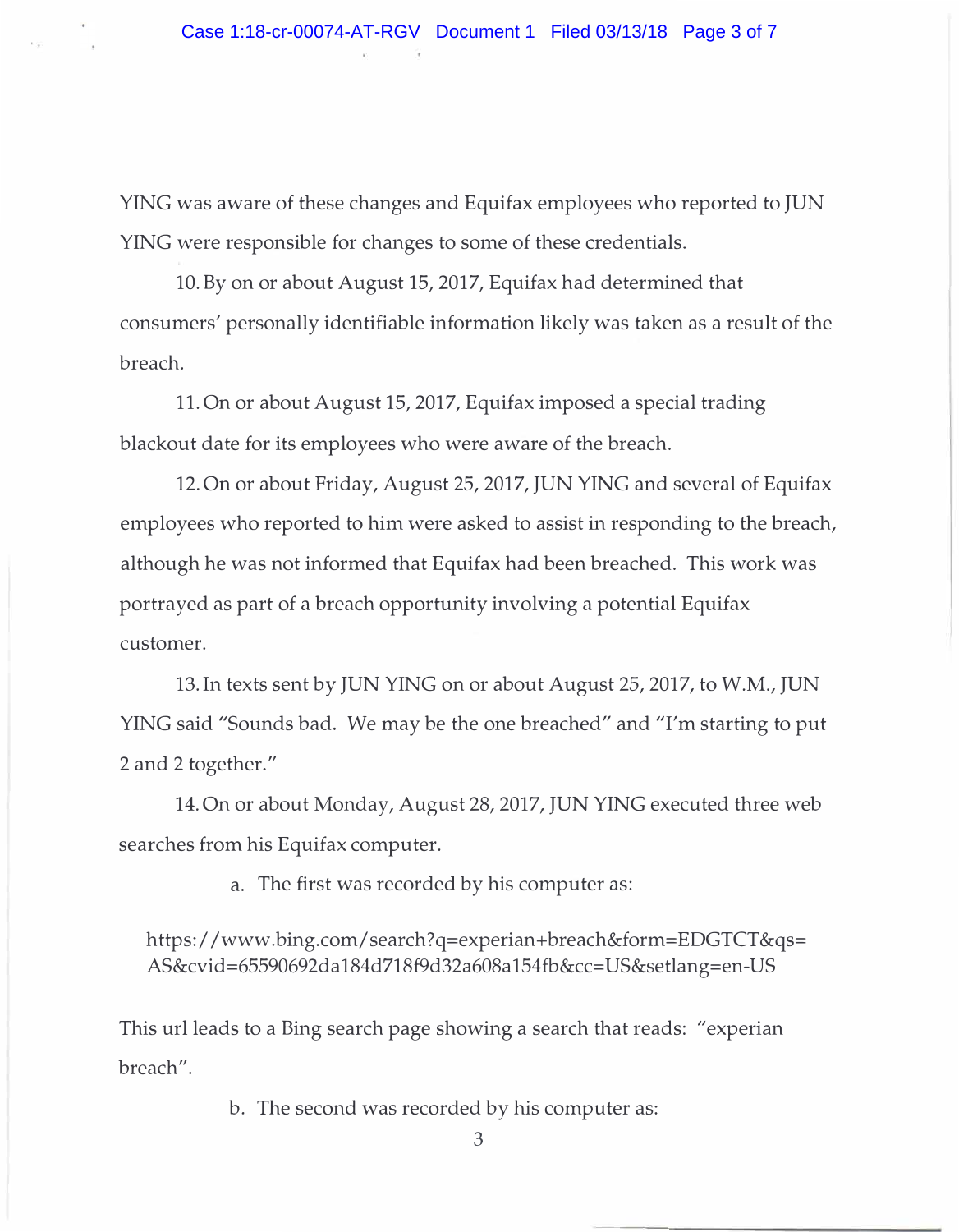YING was aware of these changes and Equifax employees who reported to JUN YING were responsible for changes to some of these credentials.

10. By on or about August 15, 2017, Equifax had determined that consumers' personally identifiable information likely was taken as a result of the breach.

11. On or about August 15, 2017, Equifax imposed a special trading blackout date for its employees who were aware of the breach.

12. On or about Friday, August 25, 2017, JUN YING and several of Equifax employees who reported to him were asked to assist in responding to the breach, although he was not informed that Equifax had been breached. This work was portrayed as part of a breach opportunity involving a potential Equifax customer.

13. In texts sent by JUN YING on or about August 25, 2017, to W.M., JUN YING said "Sounds bad. We may be the one breached" and "I'm starting to put 2 and 2 together."

14. On or about Monday, August 28, 2017, JUN YING executed three web searches from his Equifax computer.

a. The first was recorded by his computer as:

https://www.bing.com/search?q=experian+breach&form=EDGTCT&qs=AS&cvid=65590692da184d718f9d32a608a154fb&cc=US&setlang=en-US

This url leads to a Bing search page showing a search that reads: "experian breach".

b. The second was recorded by his computer as: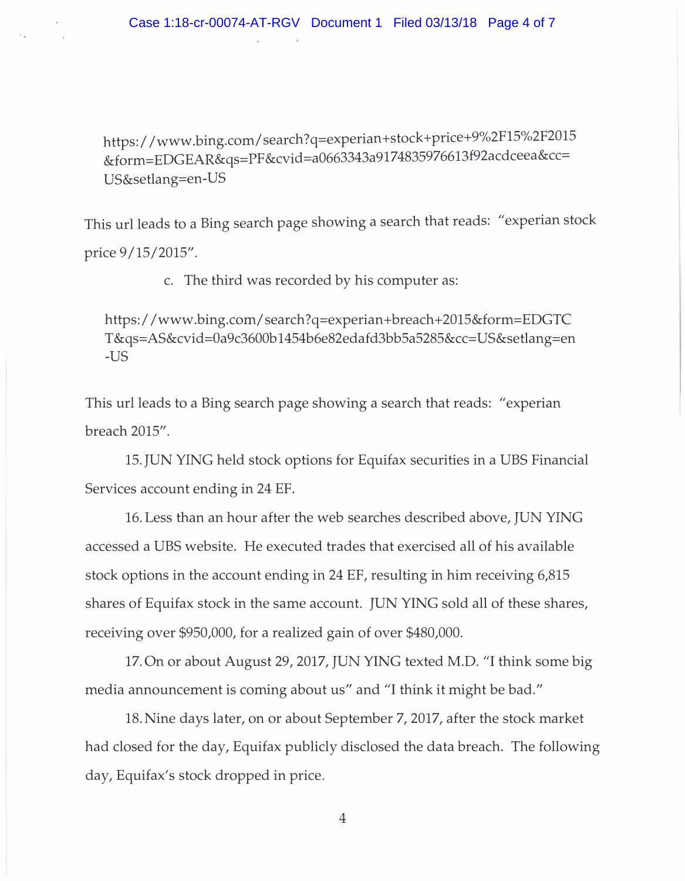https://www.bing.com/search?q=experian+stock+price+9%2F15%2F2015&form=EDGEAR&qs=PF&cvid=a0663343a9174835976613f92acdceea&cc=US&setlang=en-US

This url leads to a Bing search page showing a search that reads: "experian stock price 9/15/2015".

c. The third was recorded by his computer as:

https://www.bing.com/search?q=experian+breach+2015&form=EDGTCT&qs=AS&cvid=0a9c3600b1454b6e82edafd3bb5a5285&cc=US&setlang=en-US

This url leads to a Bing search page showing a search that reads: "experian breach 2015".

15. JUN YING held stock options for Equifax securities in a UBS Financial Services account ending in 24 EF.

16. Less than an hour after the web searches described above, JUN YING accessed a UBS website. He executed trades that exercised all of his available stock options in the account ending in 24 EF, resulting in him receiving 6,815 shares of Equifax stock in the same account. JUN YING sold all of these shares, receiving over $950,000, for a realized gain of over $480,000.

17. On or about August 29, 2017, JUN YING texted M.D. "I think some big media announcement is coming about us" and "I think it might be bad."

18. Nine days later, on or about September 7, 2017, after the stock market had closed for the day, Equifax publicly disclosed the data breach. The following day, Equifax's stock dropped in price.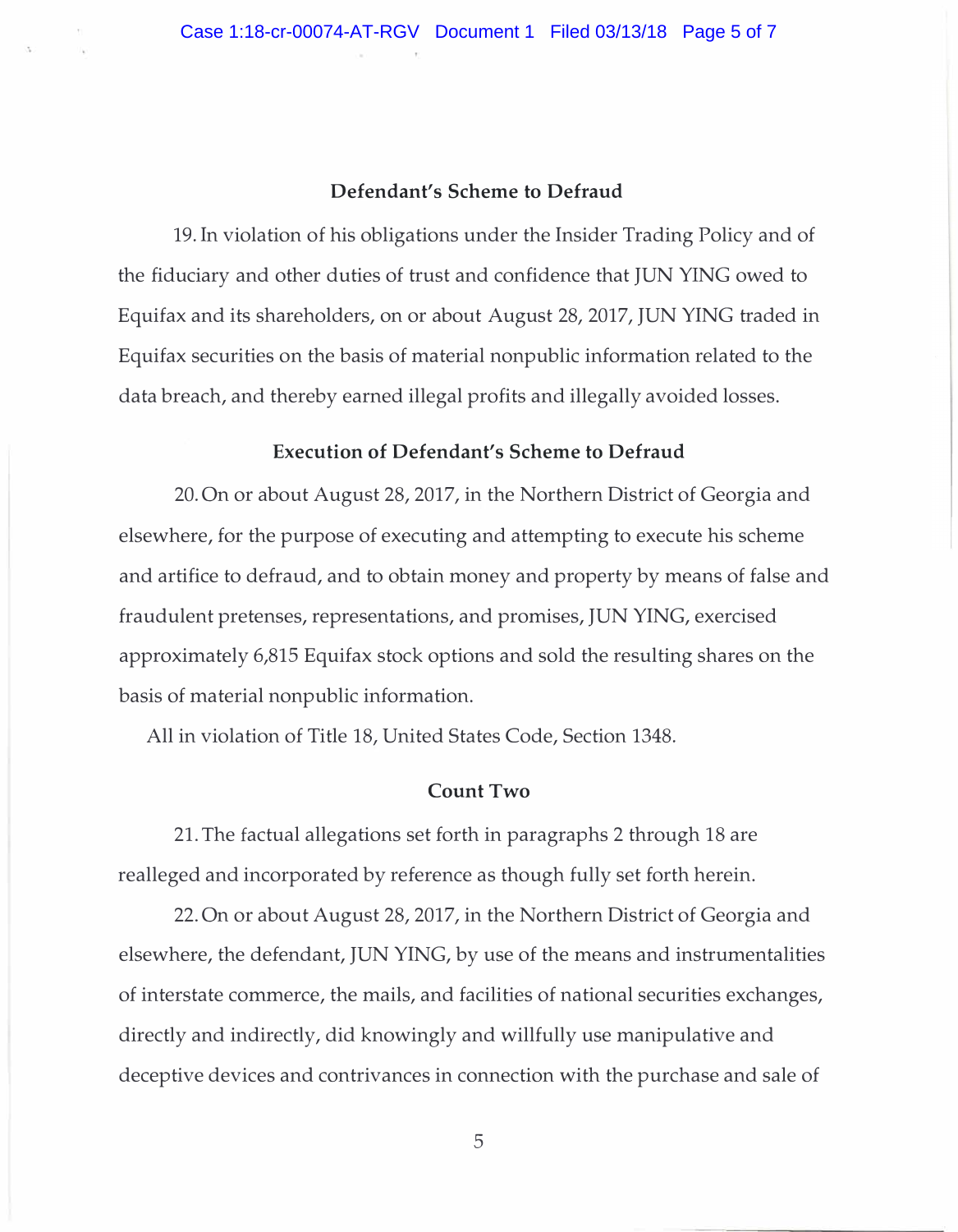### Defendant's Scheme to Defraud

19. In violation of his obligations under the Insider Trading Policy and of the fiduciary and other duties of trust and confidence that JUN YING owed to Equifax and its shareholders, on or about August 28, 2017, JUN YING traded in Equifax securities on the basis of material nonpublic information related to the data breach, and thereby earned illegal profits and illegally avoided losses.

### Execution of Defendant's Scheme to Defraud

20. On or about August 28, 2017, in the Northern District of Georgia and elsewhere, for the purpose of executing and attempting to execute his scheme and artifice to defraud, and to obtain money and property by means of false and fraudulent pretenses, representations, and promises, JUN YING, exercised approximately 6,815 Equifax stock options and sold the resulting shares on the basis of material nonpublic information.

All in violation of Title 18, United States Code, Section 1348.

### Count Two

21. The factual allegations set forth in paragraphs 2 through 18 are realleged and incorporated by reference as though fully set forth herein.

22. On or about August 28, 2017, in the Northern District of Georgia and elsewhere, the defendant, JUN YING, by use of the means and instrumentalities of interstate commerce, the mails, and facilities of national securities exchanges, directly and indirectly, did knowingly and willfully use manipulative and deceptive devices and contrivances in connection with the purchase and sale of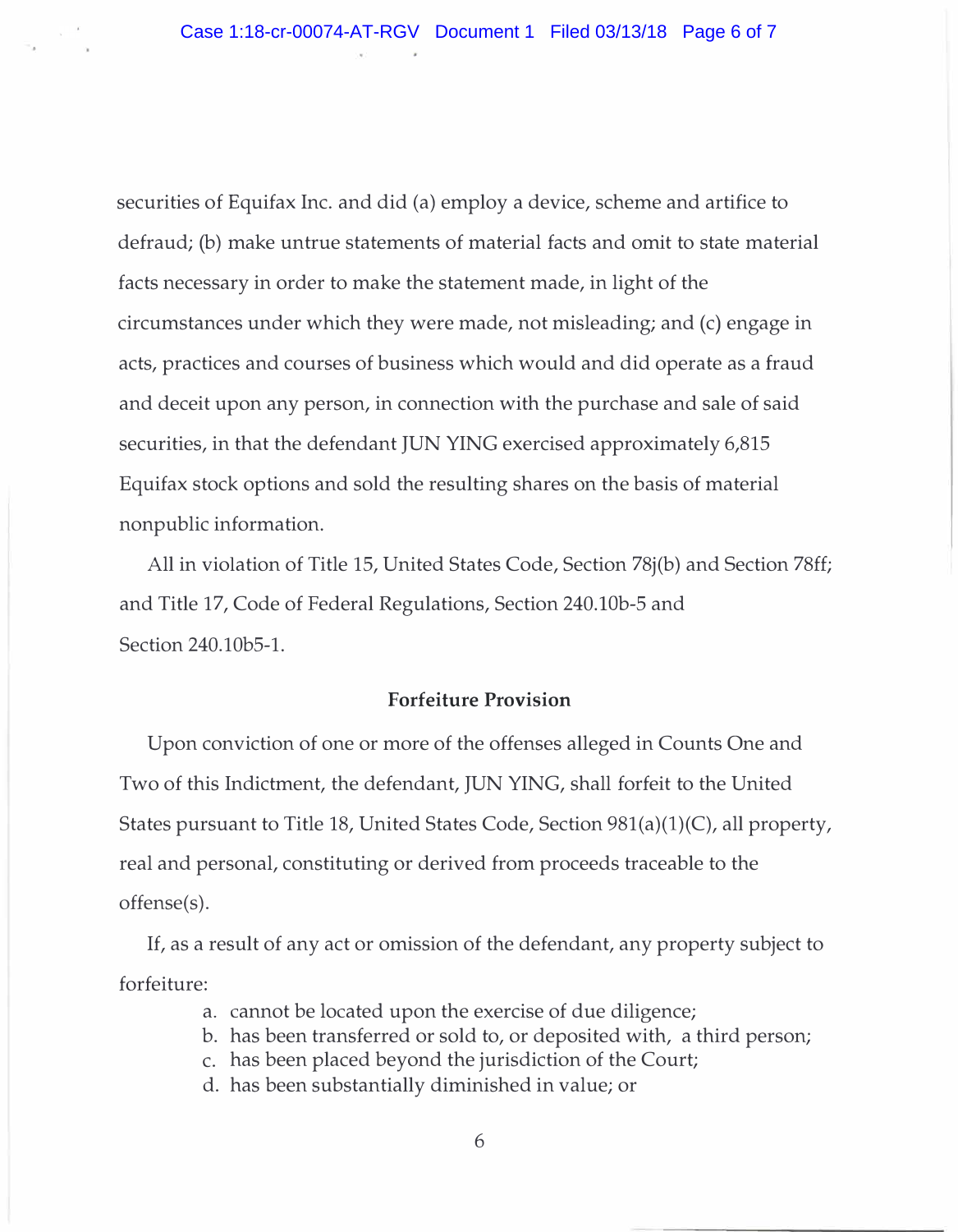securities of Equifax Inc. and did (a) employ a device, scheme and artifice to defraud; (b) make untrue statements of material facts and omit to state material facts necessary in order to make the statement made, in light of the circumstances under which they were made, not misleading; and (c) engage in acts, practices and courses of business which would and did operate as a fraud and deceit upon any person, in connection with the purchase and sale of said securities, in that the defendant JUN YING exercised approximately 6,815 Equifax stock options and sold the resulting shares on the basis of material nonpublic information.

All in violation of Title 15, United States Code, Section 78j(b) and Section 78ff; and Title 17, Code of Federal Regulations, Section 240.10b-5 and Section 240.10b5-1.

**Forfeiture Provision**

Upon conviction of one or more of the offenses alleged in Counts One and Two of this Indictment, the defendant, JUN YING, shall forfeit to the United States pursuant to Title 18, United States Code, Section 981(a)(1)(C), all property, real and personal, constituting or derived from proceeds traceable to the offense(s).

If, as a result of any act or omission of the defendant, any property subject to forfeiture:

a. cannot be located upon the exercise of due diligence;
b. has been transferred or sold to, or deposited with, a third person;
c. has been placed beyond the jurisdiction of the Court;
d. has been substantially diminished in value; or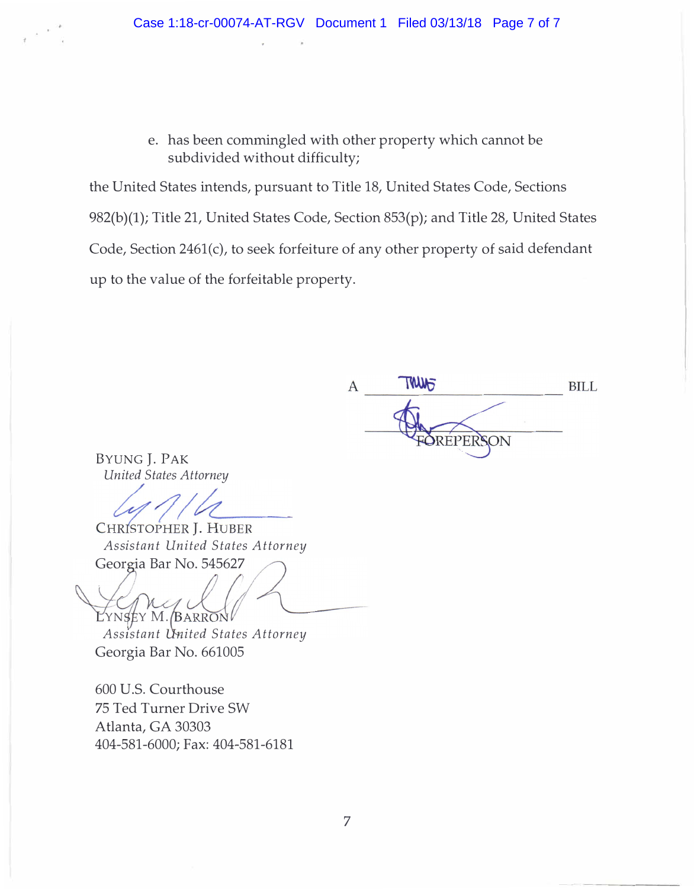e. has been commingled with other property which cannot be subdivided without difficulty;

the United States intends, pursuant to Title 18, United States Code, Sections 982(b)(1); Title 21, United States Code, Section 853(p); and Title 28, United States Code, Section 2461(c), to seek forfeiture of any other property of said defendant up to the value of the forfeitable property.

A TRUE BILL

FOREPERSON

BYUNG J. PAK
*United States Attorney*

CHRISTOPHER J. HUBER
*Assistant United States Attorney*
Georgia Bar No. 545627

LYNSEY M. BARRON
*Assistant United States Attorney*
Georgia Bar No. 661005

600 U.S. Courthouse
75 Ted Turner Drive SW
Atlanta, GA 30303
404-581-6000; Fax: 404-581-6181